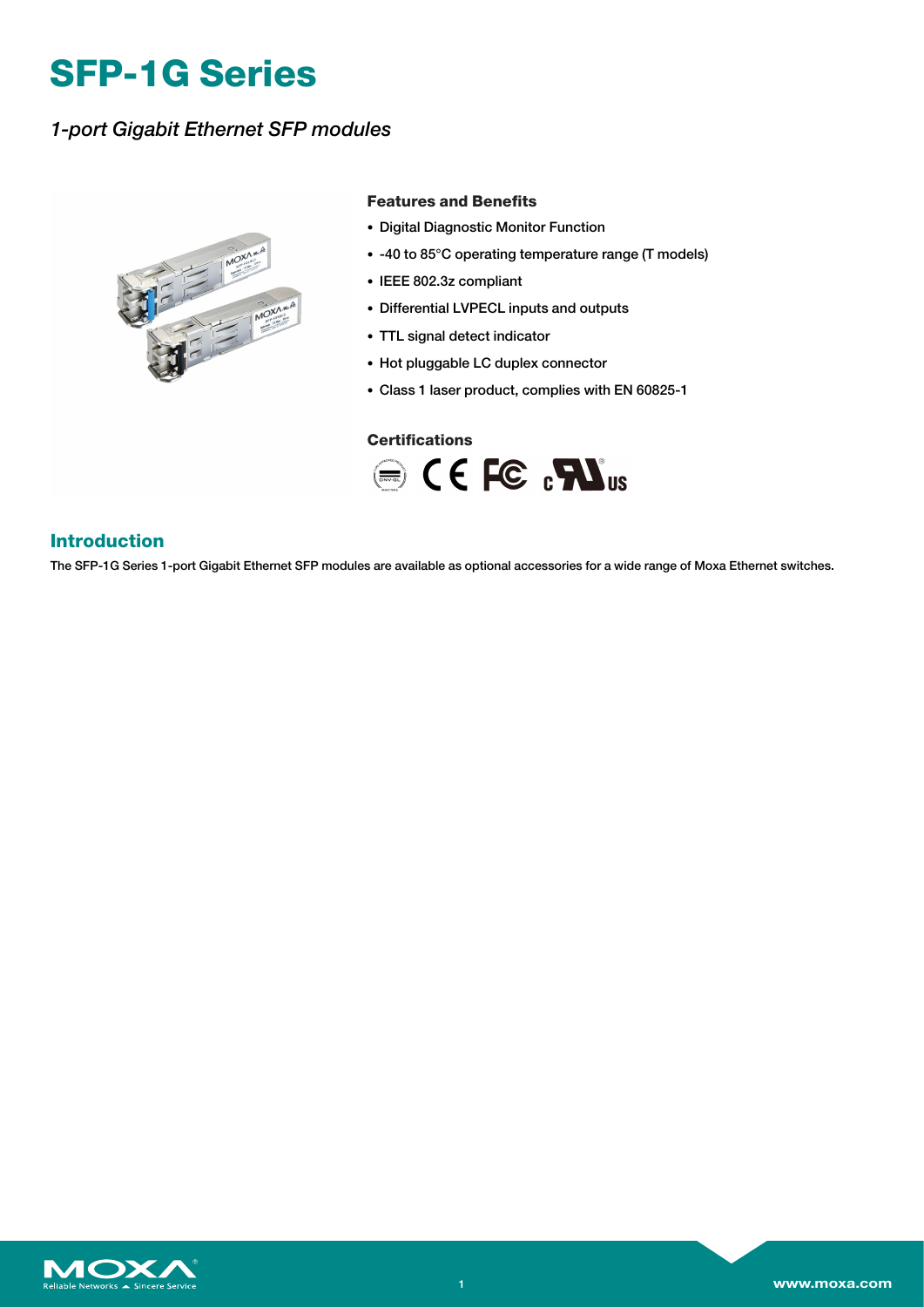# SFP-1G Series

*1-port Gigabit Ethernet SFP modules*

### Features and Benefits

- Digital Diagnostic Monitor Function
- -40 to 85°C operating temperature range (T models)
- IEEE 802.3z compliant
- Differential LVPECL inputs and outputs
- TTL signal detect indicator
- Hot pluggable LC duplex connector
- Class 1 laser product, complies with EN 60825-1

### Certifications

## Introduction

The SFP-1G Series 1-port Gigabit Ethernet SFP modules are available as optional accessories for a wide range of Moxa Ethernet switches.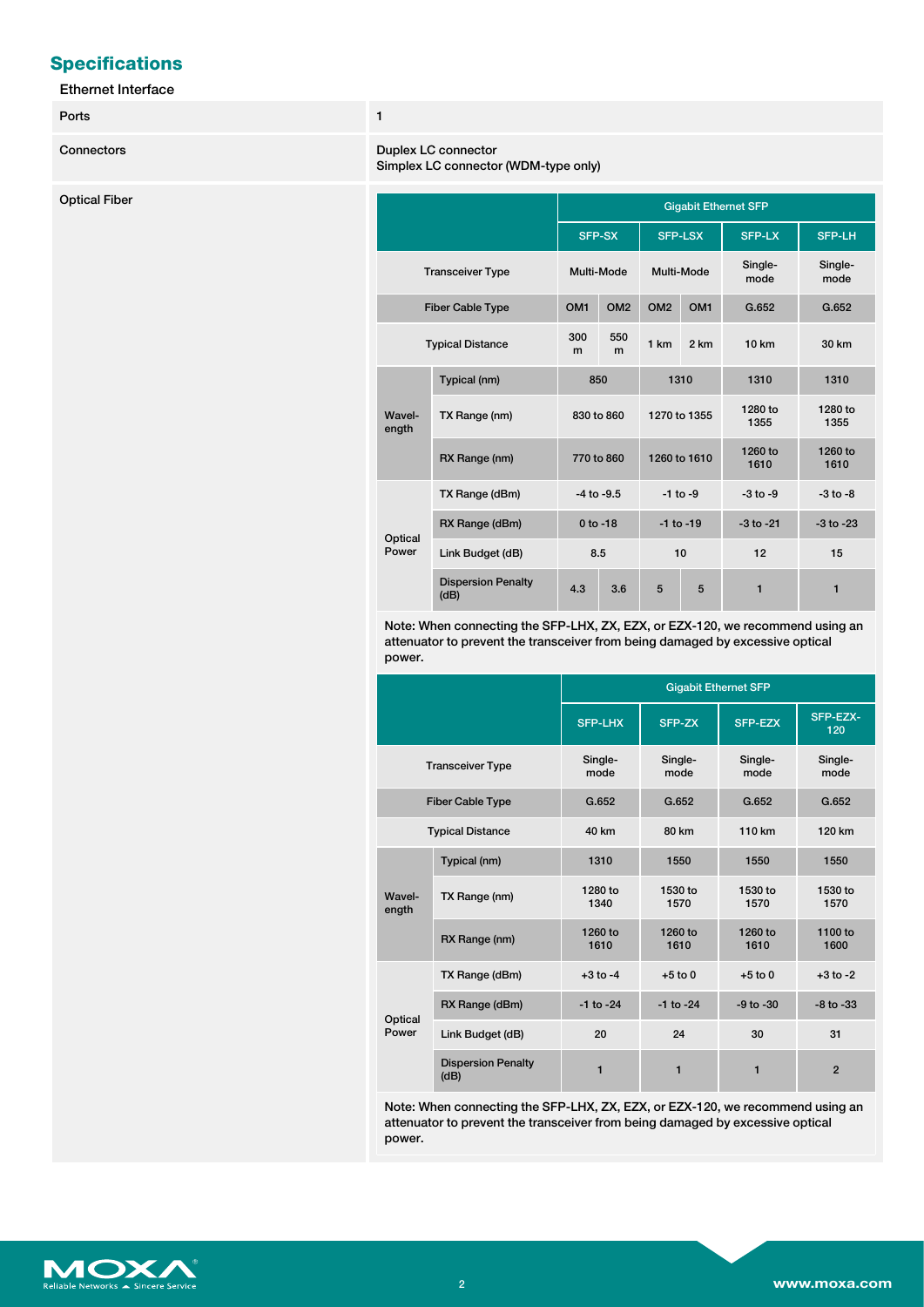## Specifications

### Ethernet Interface

| | |
|---|---|
| Ports | 1 |
| Connectors | Duplex LC connector<br>Simplex LC connector (WDM-type only) |
| Optical Fiber | See tables below |

| | | Gigabit Ethernet SFP | | | | | |
|---|---|---|---|---|---|---|---|
| | | SFP-SX | | SFP-LSX | | SFP-LX | SFP-LH |
| Transceiver Type | | Multi-Mode | | Multi-Mode | | Single-mode | Single-mode |
| Fiber Cable Type | | OM1 | OM2 | OM2 | OM1 | G.652 | G.652 |
| Typical Distance | | 300 m | 550 m | 1 km | 2 km | 10 km | 30 km |
| Wavelength | Typical (nm) | 850 | | 1310 | | 1310 | 1310 |
| | TX Range (nm) | 830 to 860 | | 1270 to 1355 | | 1280 to 1355 | 1280 to 1355 |
| | RX Range (nm) | 770 to 860 | | 1260 to 1610 | | 1260 to 1610 | 1260 to 1610 |
| Optical Power | TX Range (dBm) | -4 to -9.5 | | -1 to -9 | | -3 to -9 | -3 to -8 |
| | RX Range (dBm) | 0 to -18 | | -1 to -19 | | -3 to -21 | -3 to -23 |
| | Link Budget (dB) | 8.5 | | 10 | | 12 | 15 |
| | Dispersion Penalty (dB) | 4.3 | 3.6 | 5 | 5 | 1 | 1 |

Note: When connecting the SFP-LHX, ZX, EZX, or EZX-120, we recommend using an attenuator to prevent the transceiver from being damaged by excessive optical power.

| | | Gigabit Ethernet SFP | | | |
|---|---|---|---|---|---|
| | | SFP-LHX | SFP-ZX | SFP-EZX | SFP-EZX-120 |
| Transceiver Type | | Single-mode | Single-mode | Single-mode | Single-mode |
| Fiber Cable Type | | G.652 | G.652 | G.652 | G.652 |
| Typical Distance | | 40 km | 80 km | 110 km | 120 km |
| Wavelength | Typical (nm) | 1310 | 1550 | 1550 | 1550 |
| | TX Range (nm) | 1280 to 1340 | 1530 to 1570 | 1530 to 1570 | 1530 to 1570 |
| | RX Range (nm) | 1260 to 1610 | 1260 to 1610 | 1260 to 1610 | 1100 to 1600 |
| Optical Power | TX Range (dBm) | +3 to -4 | +5 to 0 | +5 to 0 | +3 to -2 |
| | RX Range (dBm) | -1 to -24 | -1 to -24 | -9 to -30 | -8 to -33 |
| | Link Budget (dB) | 20 | 24 | 30 | 31 |
| | Dispersion Penalty (dB) | 1 | 1 | 1 | 2 |

Note: When connecting the SFP-LHX, ZX, EZX, or EZX-120, we recommend using an attenuator to prevent the transceiver from being damaged by excessive optical power.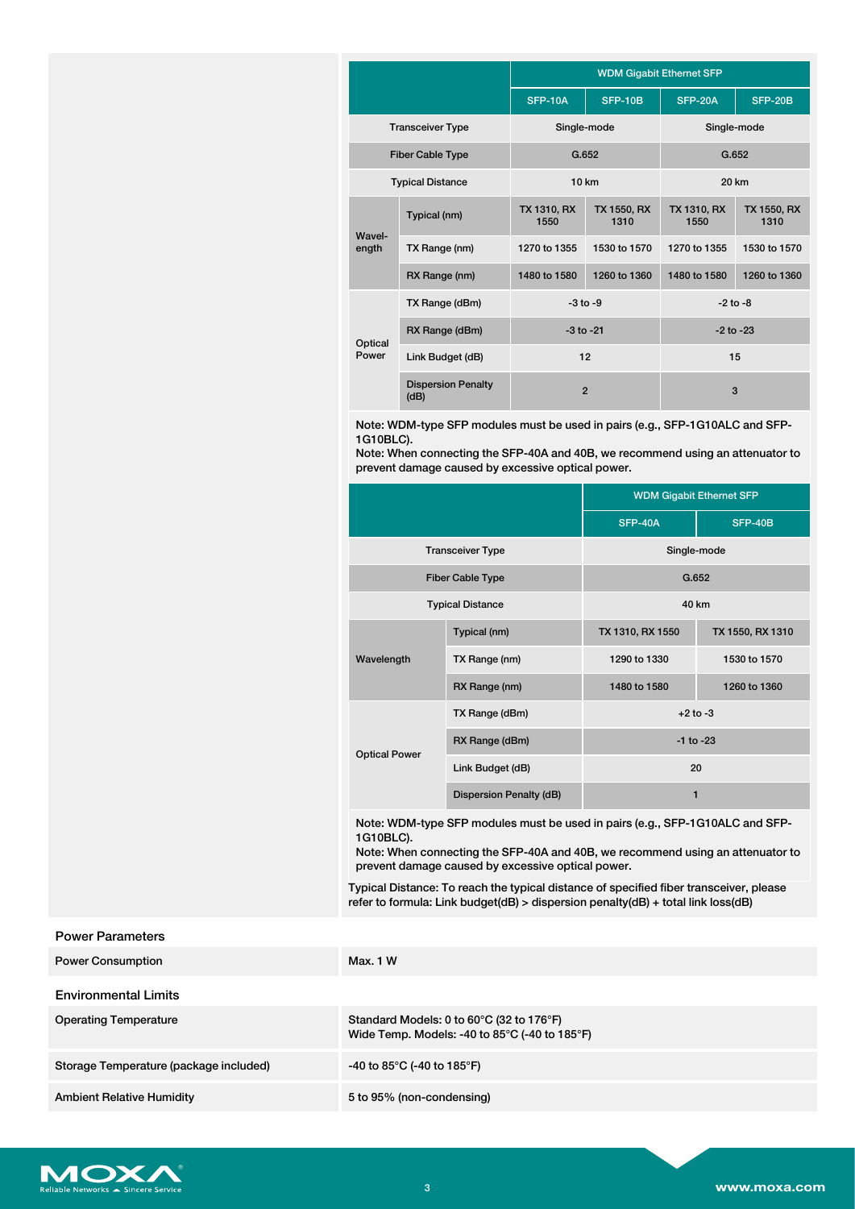| | | WDM Gigabit Ethernet SFP | | | |
|---|---|---|---|---|---|
| | | SFP-10A | SFP-10B | SFP-20A | SFP-20B |
| Transceiver Type | | Single-mode | | Single-mode | |
| Fiber Cable Type | | G.652 | | G.652 | |
| Typical Distance | | 10 km | | 20 km | |
| Wavel-ength | Typical (nm) | TX 1310, RX 1550 | TX 1550, RX 1310 | TX 1310, RX 1550 | TX 1550, RX 1310 |
| | TX Range (nm) | 1270 to 1355 | 1530 to 1570 | 1270 to 1355 | 1530 to 1570 |
| | RX Range (nm) | 1480 to 1580 | 1260 to 1360 | 1480 to 1580 | 1260 to 1360 |
| Optical Power | TX Range (dBm) | -3 to -9 | | -2 to -8 | |
| | RX Range (dBm) | -3 to -21 | | -2 to -23 | |
| | Link Budget (dB) | 12 | | 15 | |
| | Dispersion Penalty (dB) | 2 | | 3 | |

Note: WDM-type SFP modules must be used in pairs (e.g., SFP-1G10ALC and SFP-1G10BLC).
Note: When connecting the SFP-40A and 40B, we recommend using an attenuator to prevent damage caused by excessive optical power.

| | | WDM Gigabit Ethernet SFP | |
|---|---|---|---|
| | | SFP-40A | SFP-40B |
| Transceiver Type | | Single-mode | |
| Fiber Cable Type | | G.652 | |
| Typical Distance | | 40 km | |
| Wavelength | Typical (nm) | TX 1310, RX 1550 | TX 1550, RX 1310 |
| | TX Range (nm) | 1290 to 1330 | 1530 to 1570 |
| | RX Range (nm) | 1480 to 1580 | 1260 to 1360 |
| Optical Power | TX Range (dBm) | +2 to -3 | |
| | RX Range (dBm) | -1 to -23 | |
| | Link Budget (dB) | 20 | |
| | Dispersion Penalty (dB) | 1 | |

Note: WDM-type SFP modules must be used in pairs (e.g., SFP-1G10ALC and SFP-1G10BLC).
Note: When connecting the SFP-40A and 40B, we recommend using an attenuator to prevent damage caused by excessive optical power.

Typical Distance: To reach the typical distance of specified fiber transceiver, please refer to formula: Link budget(dB) > dispersion penalty(dB) + total link loss(dB)

## Power Parameters

| | |
|---|---|
| Power Consumption | Max. 1 W |

## Environmental Limits

| | |
|---|---|
| Operating Temperature | Standard Models: 0 to 60°C (32 to 176°F)<br>Wide Temp. Models: -40 to 85°C (-40 to 185°F) |
| Storage Temperature (package included) | -40 to 85°C (-40 to 185°F) |
| Ambient Relative Humidity | 5 to 95% (non-condensing) |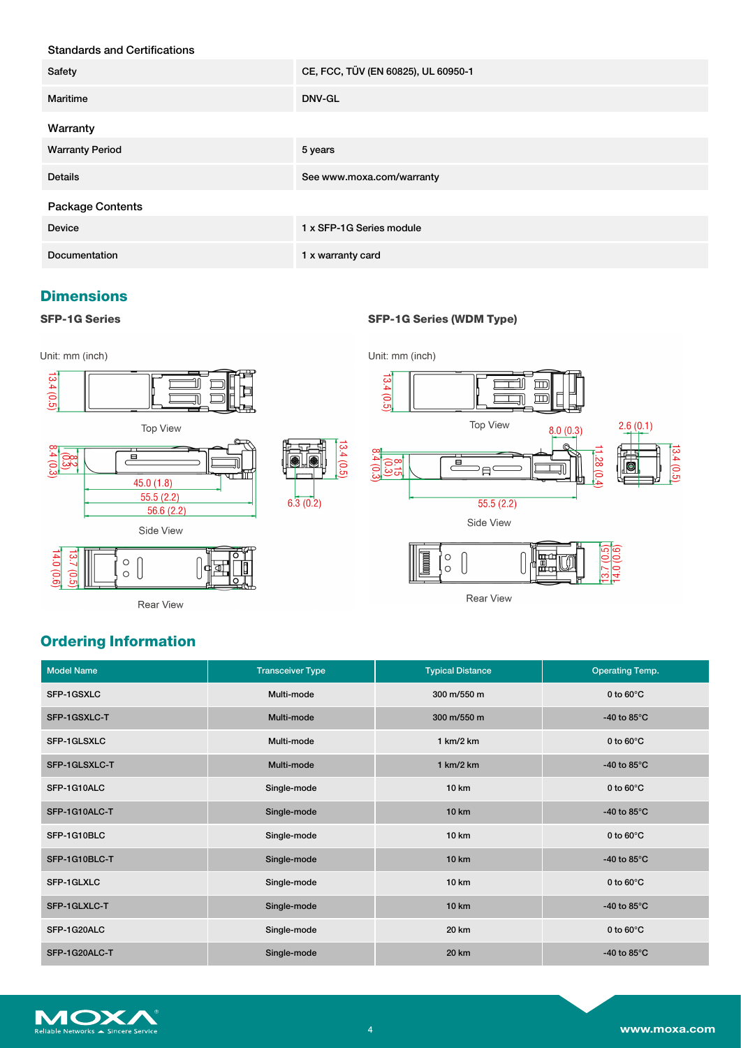### Standards and Certifications

| | |
|---|---|
| Safety | CE, FCC, TÜV (EN 60825), UL 60950-1 |
| Maritime | DNV-GL |

### Warranty

| | |
|---|---|
| Warranty Period | 5 years |
| Details | See www.moxa.com/warranty |

### Package Contents

| | |
|---|---|
| Device | 1 x SFP-1G Series module |
| Documentation | 1 x warranty card |

## Dimensions

**SFP-1G Series**

Unit: mm (inch)

13.4 (0.5)

Top View

8.4 (0.3) 8.2 (0.3) 45.0 (1.8) 55.5 (2.2) 56.6 (2.2) 13.4 (0.5) 6.3 (0.2)

Side View

14.0 (0.6) 13.7 (0.5)

Rear View

**SFP-1G Series (WDM Type)**

Unit: mm (inch)

13.4 (0.5)

Top View

8.0 (0.3) 2.6 (0.1) 8.4 (0.3) 8.15 (0.3) 11.28 (0.4) 13.4 (0.5) 55.5 (2.2)

Side View

13.7 (0.5) 14.0 (0.6)

Rear View

## Ordering Information

| Model Name | Transceiver Type | Typical Distance | Operating Temp. |
|---|---|---|---|
| SFP-1GSXLC | Multi-mode | 300 m/550 m | 0 to 60°C |
| SFP-1GSXLC-T | Multi-mode | 300 m/550 m | -40 to 85°C |
| SFP-1GLSXLC | Multi-mode | 1 km/2 km | 0 to 60°C |
| SFP-1GLSXLC-T | Multi-mode | 1 km/2 km | -40 to 85°C |
| SFP-1G10ALC | Single-mode | 10 km | 0 to 60°C |
| SFP-1G10ALC-T | Single-mode | 10 km | -40 to 85°C |
| SFP-1G10BLC | Single-mode | 10 km | 0 to 60°C |
| SFP-1G10BLC-T | Single-mode | 10 km | -40 to 85°C |
| SFP-1GLXLC | Single-mode | 10 km | 0 to 60°C |
| SFP-1GLXLC-T | Single-mode | 10 km | -40 to 85°C |
| SFP-1G20ALC | Single-mode | 20 km | 0 to 60°C |
| SFP-1G20ALC-T | Single-mode | 20 km | -40 to 85°C |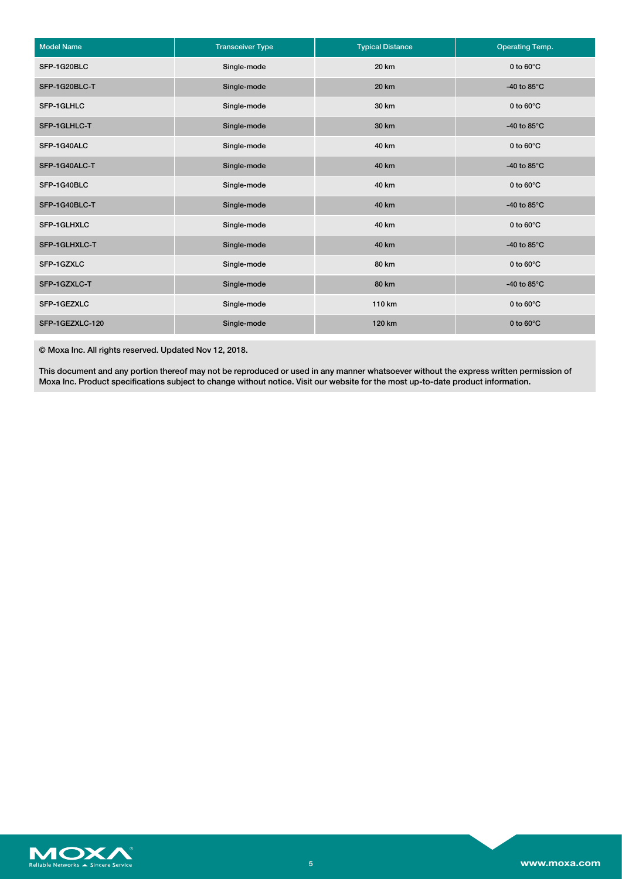| Model Name | Transceiver Type | Typical Distance | Operating Temp. |
|---|---|---|---|
| SFP-1G20BLC | Single-mode | 20 km | 0 to 60°C |
| SFP-1G20BLC-T | Single-mode | 20 km | -40 to 85°C |
| SFP-1GLHLC | Single-mode | 30 km | 0 to 60°C |
| SFP-1GLHLC-T | Single-mode | 30 km | -40 to 85°C |
| SFP-1G40ALC | Single-mode | 40 km | 0 to 60°C |
| SFP-1G40ALC-T | Single-mode | 40 km | -40 to 85°C |
| SFP-1G40BLC | Single-mode | 40 km | 0 to 60°C |
| SFP-1G40BLC-T | Single-mode | 40 km | -40 to 85°C |
| SFP-1GLHXLC | Single-mode | 40 km | 0 to 60°C |
| SFP-1GLHXLC-T | Single-mode | 40 km | -40 to 85°C |
| SFP-1GZXLC | Single-mode | 80 km | 0 to 60°C |
| SFP-1GZXLC-T | Single-mode | 80 km | -40 to 85°C |
| SFP-1GEZXLC | Single-mode | 110 km | 0 to 60°C |
| SFP-1GEZXLC-120 | Single-mode | 120 km | 0 to 60°C |

© Moxa Inc. All rights reserved. Updated Nov 12, 2018.

This document and any portion thereof may not be reproduced or used in any manner whatsoever without the express written permission of Moxa Inc. Product specifications subject to change without notice. Visit our website for the most up-to-date product information.